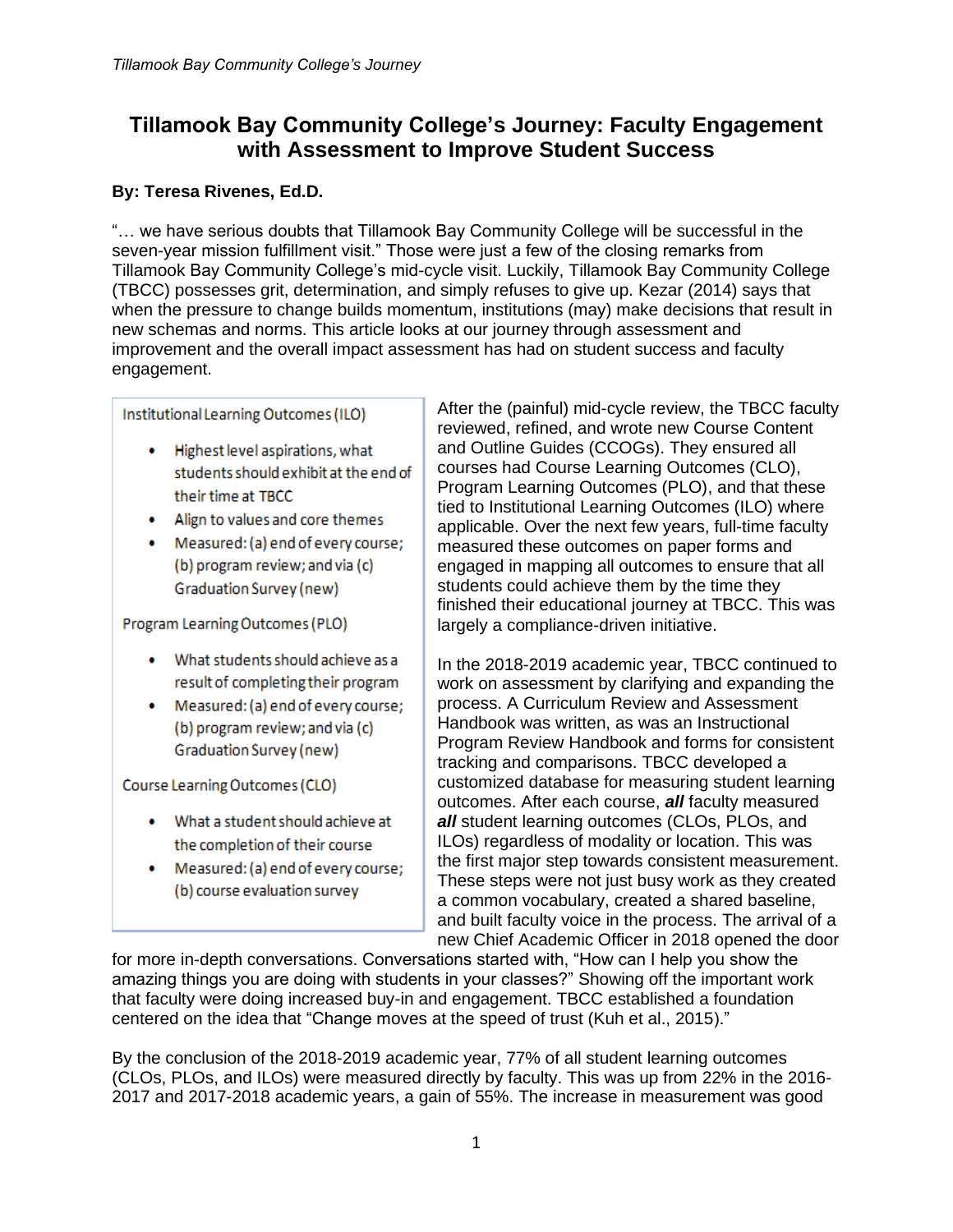# Tillamook Bay Community College's Journey: Faculty Engagement with Assessment to Improve Student Success

**By: Teresa Rivenes, Ed.D.**

"… we have serious doubts that Tillamook Bay Community College will be successful in the seven-year mission fulfillment visit." Those were just a few of the closing remarks from Tillamook Bay Community College's mid-cycle visit. Luckily, Tillamook Bay Community College (TBCC) possesses grit, determination, and simply refuses to give up. Kezar (2014) says that when the pressure to change builds momentum, institutions (may) make decisions that result in new schemas and norms. This article looks at our journey through assessment and improvement and the overall impact assessment has had on student success and faculty engagement.

Institutional Learning Outcomes (ILO)

- Highest level aspirations, what students should exhibit at the end of their time at TBCC
- Align to values and core themes
- Measured: (a) end of every course; (b) program review; and via (c) Graduation Survey (new)

Program Learning Outcomes (PLO)

- What students should achieve as a result of completing their program
- Measured: (a) end of every course; (b) program review; and via (c) Graduation Survey (new)

Course Learning Outcomes (CLO)

- What a student should achieve at the completion of their course
- Measured: (a) end of every course; (b) course evaluation survey

After the (painful) mid-cycle review, the TBCC faculty reviewed, refined, and wrote new Course Content and Outline Guides (CCOGs). They ensured all courses had Course Learning Outcomes (CLO), Program Learning Outcomes (PLO), and that these tied to Institutional Learning Outcomes (ILO) where applicable. Over the next few years, full-time faculty measured these outcomes on paper forms and engaged in mapping all outcomes to ensure that all students could achieve them by the time they finished their educational journey at TBCC. This was largely a compliance-driven initiative.

In the 2018-2019 academic year, TBCC continued to work on assessment by clarifying and expanding the process. A Curriculum Review and Assessment Handbook was written, as was an Instructional Program Review Handbook and forms for consistent tracking and comparisons. TBCC developed a customized database for measuring student learning outcomes. After each course, ***all*** faculty measured ***all*** student learning outcomes (CLOs, PLOs, and ILOs) regardless of modality or location. This was the first major step towards consistent measurement. These steps were not just busy work as they created a common vocabulary, created a shared baseline, and built faculty voice in the process. The arrival of a new Chief Academic Officer in 2018 opened the door for more in-depth conversations. Conversations started with, "How can I help you show the amazing things you are doing with students in your classes?" Showing off the important work that faculty were doing increased buy-in and engagement. TBCC established a foundation centered on the idea that "Change moves at the speed of trust (Kuh et al., 2015)."

By the conclusion of the 2018-2019 academic year, 77% of all student learning outcomes (CLOs, PLOs, and ILOs) were measured directly by faculty. This was up from 22% in the 2016-2017 and 2017-2018 academic years, a gain of 55%. The increase in measurement was good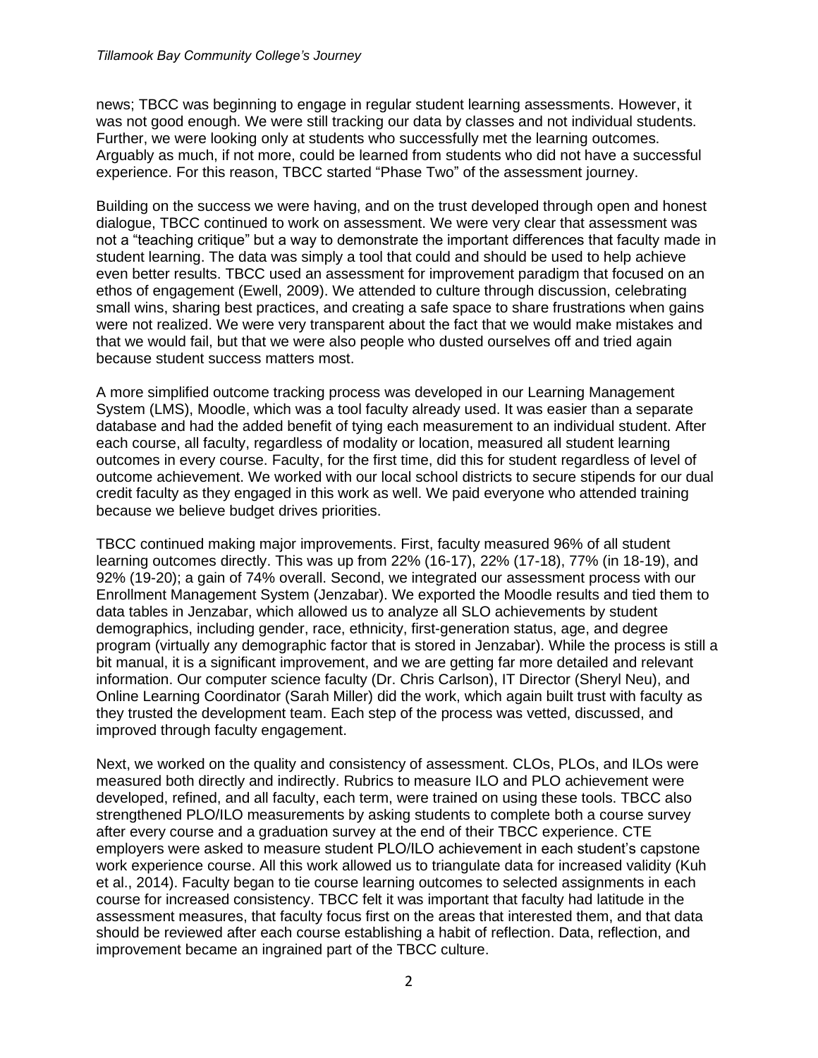news; TBCC was beginning to engage in regular student learning assessments. However, it was not good enough. We were still tracking our data by classes and not individual students. Further, we were looking only at students who successfully met the learning outcomes. Arguably as much, if not more, could be learned from students who did not have a successful experience. For this reason, TBCC started "Phase Two" of the assessment journey.

Building on the success we were having, and on the trust developed through open and honest dialogue, TBCC continued to work on assessment. We were very clear that assessment was not a "teaching critique" but a way to demonstrate the important differences that faculty made in student learning. The data was simply a tool that could and should be used to help achieve even better results. TBCC used an assessment for improvement paradigm that focused on an ethos of engagement (Ewell, 2009). We attended to culture through discussion, celebrating small wins, sharing best practices, and creating a safe space to share frustrations when gains were not realized. We were very transparent about the fact that we would make mistakes and that we would fail, but that we were also people who dusted ourselves off and tried again because student success matters most.

A more simplified outcome tracking process was developed in our Learning Management System (LMS), Moodle, which was a tool faculty already used. It was easier than a separate database and had the added benefit of tying each measurement to an individual student. After each course, all faculty, regardless of modality or location, measured all student learning outcomes in every course. Faculty, for the first time, did this for student regardless of level of outcome achievement. We worked with our local school districts to secure stipends for our dual credit faculty as they engaged in this work as well. We paid everyone who attended training because we believe budget drives priorities.

TBCC continued making major improvements. First, faculty measured 96% of all student learning outcomes directly. This was up from 22% (16-17), 22% (17-18), 77% (in 18-19), and 92% (19-20); a gain of 74% overall. Second, we integrated our assessment process with our Enrollment Management System (Jenzabar). We exported the Moodle results and tied them to data tables in Jenzabar, which allowed us to analyze all SLO achievements by student demographics, including gender, race, ethnicity, first-generation status, age, and degree program (virtually any demographic factor that is stored in Jenzabar). While the process is still a bit manual, it is a significant improvement, and we are getting far more detailed and relevant information. Our computer science faculty (Dr. Chris Carlson), IT Director (Sheryl Neu), and Online Learning Coordinator (Sarah Miller) did the work, which again built trust with faculty as they trusted the development team. Each step of the process was vetted, discussed, and improved through faculty engagement.

Next, we worked on the quality and consistency of assessment. CLOs, PLOs, and ILOs were measured both directly and indirectly. Rubrics to measure ILO and PLO achievement were developed, refined, and all faculty, each term, were trained on using these tools. TBCC also strengthened PLO/ILO measurements by asking students to complete both a course survey after every course and a graduation survey at the end of their TBCC experience. CTE employers were asked to measure student PLO/ILO achievement in each student's capstone work experience course. All this work allowed us to triangulate data for increased validity (Kuh et al., 2014). Faculty began to tie course learning outcomes to selected assignments in each course for increased consistency. TBCC felt it was important that faculty had latitude in the assessment measures, that faculty focus first on the areas that interested them, and that data should be reviewed after each course establishing a habit of reflection. Data, reflection, and improvement became an ingrained part of the TBCC culture.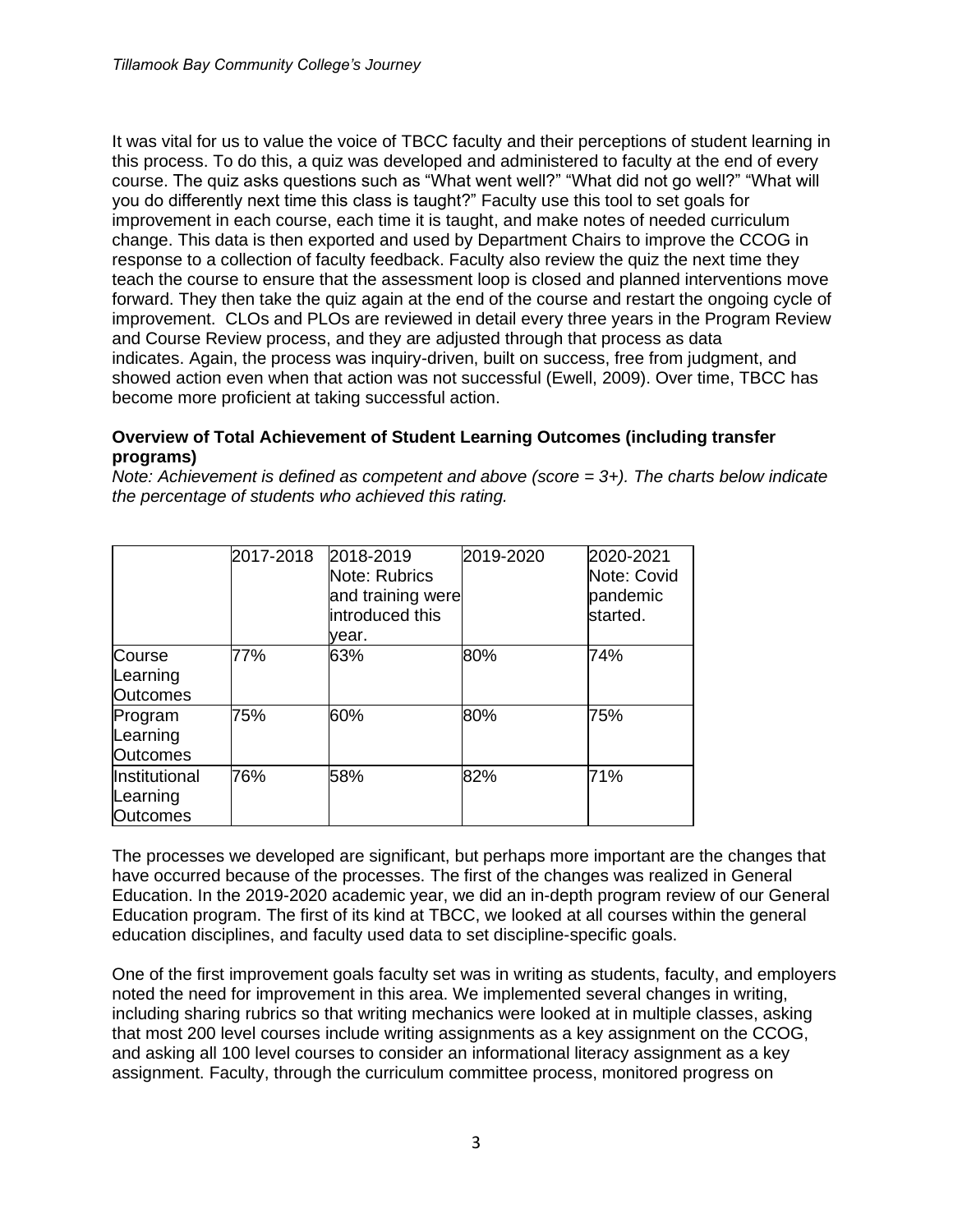It was vital for us to value the voice of TBCC faculty and their perceptions of student learning in this process. To do this, a quiz was developed and administered to faculty at the end of every course. The quiz asks questions such as "What went well?" "What did not go well?" "What will you do differently next time this class is taught?" Faculty use this tool to set goals for improvement in each course, each time it is taught, and make notes of needed curriculum change. This data is then exported and used by Department Chairs to improve the CCOG in response to a collection of faculty feedback. Faculty also review the quiz the next time they teach the course to ensure that the assessment loop is closed and planned interventions move forward. They then take the quiz again at the end of the course and restart the ongoing cycle of improvement. CLOs and PLOs are reviewed in detail every three years in the Program Review and Course Review process, and they are adjusted through that process as data indicates. Again, the process was inquiry-driven, built on success, free from judgment, and showed action even when that action was not successful (Ewell, 2009). Over time, TBCC has become more proficient at taking successful action.

**Overview of Total Achievement of Student Learning Outcomes (including transfer programs)**

*Note: Achievement is defined as competent and above (score = 3+). The charts below indicate the percentage of students who achieved this rating.*

| | 2017-2018 | 2018-2019 Note: Rubrics and training were introduced this year. | 2019-2020 | 2020-2021 Note: Covid pandemic started. |
|---|---|---|---|---|
| Course Learning Outcomes | 77% | 63% | 80% | 74% |
| Program Learning Outcomes | 75% | 60% | 80% | 75% |
| Institutional Learning Outcomes | 76% | 58% | 82% | 71% |

The processes we developed are significant, but perhaps more important are the changes that have occurred because of the processes. The first of the changes was realized in General Education. In the 2019-2020 academic year, we did an in-depth program review of our General Education program. The first of its kind at TBCC, we looked at all courses within the general education disciplines, and faculty used data to set discipline-specific goals.

One of the first improvement goals faculty set was in writing as students, faculty, and employers noted the need for improvement in this area. We implemented several changes in writing, including sharing rubrics so that writing mechanics were looked at in multiple classes, asking that most 200 level courses include writing assignments as a key assignment on the CCOG, and asking all 100 level courses to consider an informational literacy assignment as a key assignment. Faculty, through the curriculum committee process, monitored progress on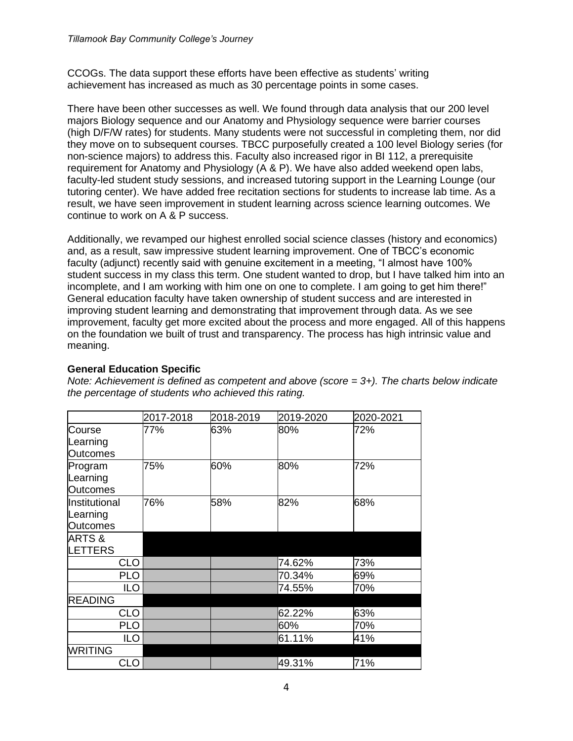CCOGs. The data support these efforts have been effective as students' writing achievement has increased as much as 30 percentage points in some cases.

There have been other successes as well. We found through data analysis that our 200 level majors Biology sequence and our Anatomy and Physiology sequence were barrier courses (high D/F/W rates) for students. Many students were not successful in completing them, nor did they move on to subsequent courses. TBCC purposefully created a 100 level Biology series (for non-science majors) to address this. Faculty also increased rigor in BI 112, a prerequisite requirement for Anatomy and Physiology (A & P). We have also added weekend open labs, faculty-led student study sessions, and increased tutoring support in the Learning Lounge (our tutoring center). We have added free recitation sections for students to increase lab time. As a result, we have seen improvement in student learning across science learning outcomes. We continue to work on A & P success.

Additionally, we revamped our highest enrolled social science classes (history and economics) and, as a result, saw impressive student learning improvement. One of TBCC's economic faculty (adjunct) recently said with genuine excitement in a meeting, "I almost have 100% student success in my class this term. One student wanted to drop, but I have talked him into an incomplete, and I am working with him one on one to complete. I am going to get him there!" General education faculty have taken ownership of student success and are interested in improving student learning and demonstrating that improvement through data. As we see improvement, faculty get more excited about the process and more engaged. All of this happens on the foundation we built of trust and transparency. The process has high intrinsic value and meaning.

**General Education Specific**

*Note: Achievement is defined as competent and above (score = 3+). The charts below indicate the percentage of students who achieved this rating.*

| | 2017-2018 | 2018-2019 | 2019-2020 | 2020-2021 |
|---|---|---|---|---|
| Course Learning Outcomes | 77% | 63% | 80% | 72% |
| Program Learning Outcomes | 75% | 60% | 80% | 72% |
| Institutional Learning Outcomes | 76% | 58% | 82% | 68% |
| ARTS & LETTERS | | | | |
| CLO | | | 74.62% | 73% |
| PLO | | | 70.34% | 69% |
| ILO | | | 74.55% | 70% |
| READING | | | | |
| CLO | | | 62.22% | 63% |
| PLO | | | 60% | 70% |
| ILO | | | 61.11% | 41% |
| WRITING | | | | |
| CLO | | | 49.31% | 71% |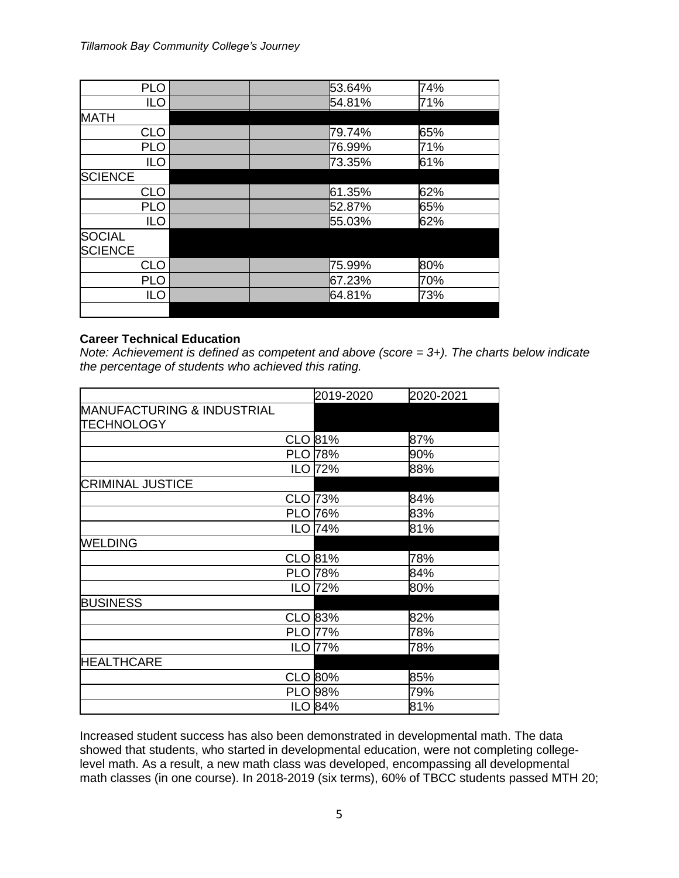| | | | | |
|---|---|---|---|---|
| PLO | | | 53.64% | 74% |
| ILO | | | 54.81% | 71% |
| MATH | | | | |
| CLO | | | 79.74% | 65% |
| PLO | | | 76.99% | 71% |
| ILO | | | 73.35% | 61% |
| SCIENCE | | | | |
| CLO | | | 61.35% | 62% |
| PLO | | | 52.87% | 65% |
| ILO | | | 55.03% | 62% |
| SOCIAL SCIENCE | | | | |
| CLO | | | 75.99% | 80% |
| PLO | | | 67.23% | 70% |
| ILO | | | 64.81% | 73% |
| | | | | |

**Career Technical Education**

*Note: Achievement is defined as competent and above (score = 3+). The charts below indicate the percentage of students who achieved this rating.*

| | 2019-2020 | 2020-2021 |
|---|---|---|
| MANUFACTURING & INDUSTRIAL TECHNOLOGY | | |
| CLO | 81% | 87% |
| PLO | 78% | 90% |
| ILO | 72% | 88% |
| CRIMINAL JUSTICE | | |
| CLO | 73% | 84% |
| PLO | 76% | 83% |
| ILO | 74% | 81% |
| WELDING | | |
| CLO | 81% | 78% |
| PLO | 78% | 84% |
| ILO | 72% | 80% |
| BUSINESS | | |
| CLO | 83% | 82% |
| PLO | 77% | 78% |
| ILO | 77% | 78% |
| HEALTHCARE | | |
| CLO | 80% | 85% |
| PLO | 98% | 79% |
| ILO | 84% | 81% |

Increased student success has also been demonstrated in developmental math. The data showed that students, who started in developmental education, were not completing college-level math. As a result, a new math class was developed, encompassing all developmental math classes (in one course). In 2018-2019 (six terms), 60% of TBCC students passed MTH 20;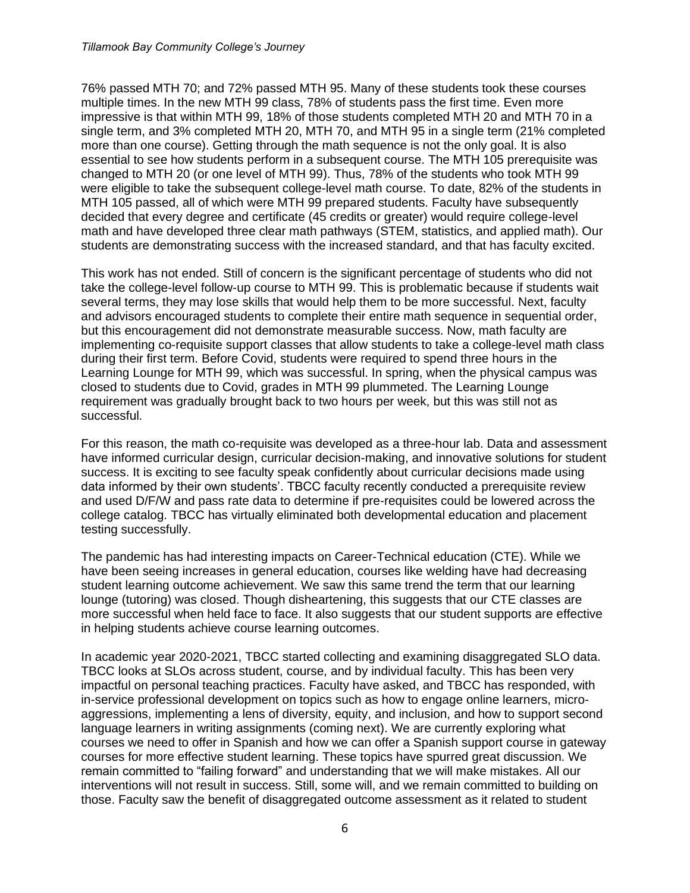76% passed MTH 70; and 72% passed MTH 95. Many of these students took these courses multiple times. In the new MTH 99 class, 78% of students pass the first time. Even more impressive is that within MTH 99, 18% of those students completed MTH 20 and MTH 70 in a single term, and 3% completed MTH 20, MTH 70, and MTH 95 in a single term (21% completed more than one course). Getting through the math sequence is not the only goal. It is also essential to see how students perform in a subsequent course. The MTH 105 prerequisite was changed to MTH 20 (or one level of MTH 99). Thus, 78% of the students who took MTH 99 were eligible to take the subsequent college-level math course. To date, 82% of the students in MTH 105 passed, all of which were MTH 99 prepared students. Faculty have subsequently decided that every degree and certificate (45 credits or greater) would require college-level math and have developed three clear math pathways (STEM, statistics, and applied math). Our students are demonstrating success with the increased standard, and that has faculty excited.

This work has not ended. Still of concern is the significant percentage of students who did not take the college-level follow-up course to MTH 99. This is problematic because if students wait several terms, they may lose skills that would help them to be more successful. Next, faculty and advisors encouraged students to complete their entire math sequence in sequential order, but this encouragement did not demonstrate measurable success. Now, math faculty are implementing co-requisite support classes that allow students to take a college-level math class during their first term. Before Covid, students were required to spend three hours in the Learning Lounge for MTH 99, which was successful. In spring, when the physical campus was closed to students due to Covid, grades in MTH 99 plummeted. The Learning Lounge requirement was gradually brought back to two hours per week, but this was still not as successful.

For this reason, the math co-requisite was developed as a three-hour lab. Data and assessment have informed curricular design, curricular decision-making, and innovative solutions for student success. It is exciting to see faculty speak confidently about curricular decisions made using data informed by their own students'. TBCC faculty recently conducted a prerequisite review and used D/F/W and pass rate data to determine if pre-requisites could be lowered across the college catalog. TBCC has virtually eliminated both developmental education and placement testing successfully.

The pandemic has had interesting impacts on Career-Technical education (CTE). While we have been seeing increases in general education, courses like welding have had decreasing student learning outcome achievement. We saw this same trend the term that our learning lounge (tutoring) was closed. Though disheartening, this suggests that our CTE classes are more successful when held face to face. It also suggests that our student supports are effective in helping students achieve course learning outcomes.

In academic year 2020-2021, TBCC started collecting and examining disaggregated SLO data. TBCC looks at SLOs across student, course, and by individual faculty. This has been very impactful on personal teaching practices. Faculty have asked, and TBCC has responded, with in-service professional development on topics such as how to engage online learners, micro-aggressions, implementing a lens of diversity, equity, and inclusion, and how to support second language learners in writing assignments (coming next). We are currently exploring what courses we need to offer in Spanish and how we can offer a Spanish support course in gateway courses for more effective student learning. These topics have spurred great discussion. We remain committed to "failing forward" and understanding that we will make mistakes. All our interventions will not result in success. Still, some will, and we remain committed to building on those. Faculty saw the benefit of disaggregated outcome assessment as it related to student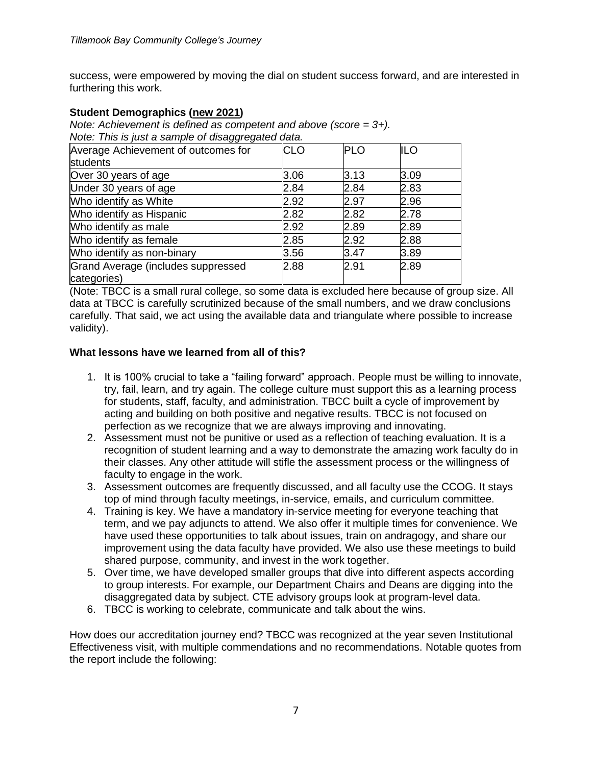success, were empowered by moving the dial on student success forward, and are interested in furthering this work.

**Student Demographics (new 2021)**

*Note: Achievement is defined as competent and above (score = 3+).*
*Note: This is just a sample of disaggregated data.*

| Average Achievement of outcomes for students | CLO | PLO | ILO |
|---|---|---|---|
| Over 30 years of age | 3.06 | 3.13 | 3.09 |
| Under 30 years of age | 2.84 | 2.84 | 2.83 |
| Who identify as White | 2.92 | 2.97 | 2.96 |
| Who identify as Hispanic | 2.82 | 2.82 | 2.78 |
| Who identify as male | 2.92 | 2.89 | 2.89 |
| Who identify as female | 2.85 | 2.92 | 2.88 |
| Who identify as non-binary | 3.56 | 3.47 | 3.89 |
| Grand Average (includes suppressed categories) | 2.88 | 2.91 | 2.89 |

(Note: TBCC is a small rural college, so some data is excluded here because of group size. All data at TBCC is carefully scrutinized because of the small numbers, and we draw conclusions carefully. That said, we act using the available data and triangulate where possible to increase validity).

**What lessons have we learned from all of this?**

1. It is 100% crucial to take a "failing forward" approach. People must be willing to innovate, try, fail, learn, and try again. The college culture must support this as a learning process for students, staff, faculty, and administration. TBCC built a cycle of improvement by acting and building on both positive and negative results. TBCC is not focused on perfection as we recognize that we are always improving and innovating.
2. Assessment must not be punitive or used as a reflection of teaching evaluation. It is a recognition of student learning and a way to demonstrate the amazing work faculty do in their classes. Any other attitude will stifle the assessment process or the willingness of faculty to engage in the work.
3. Assessment outcomes are frequently discussed, and all faculty use the CCOG. It stays top of mind through faculty meetings, in-service, emails, and curriculum committee.
4. Training is key. We have a mandatory in-service meeting for everyone teaching that term, and we pay adjuncts to attend. We also offer it multiple times for convenience. We have used these opportunities to talk about issues, train on andragogy, and share our improvement using the data faculty have provided. We also use these meetings to build shared purpose, community, and invest in the work together.
5. Over time, we have developed smaller groups that dive into different aspects according to group interests. For example, our Department Chairs and Deans are digging into the disaggregated data by subject. CTE advisory groups look at program-level data.
6. TBCC is working to celebrate, communicate and talk about the wins.

How does our accreditation journey end? TBCC was recognized at the year seven Institutional Effectiveness visit, with multiple commendations and no recommendations. Notable quotes from the report include the following: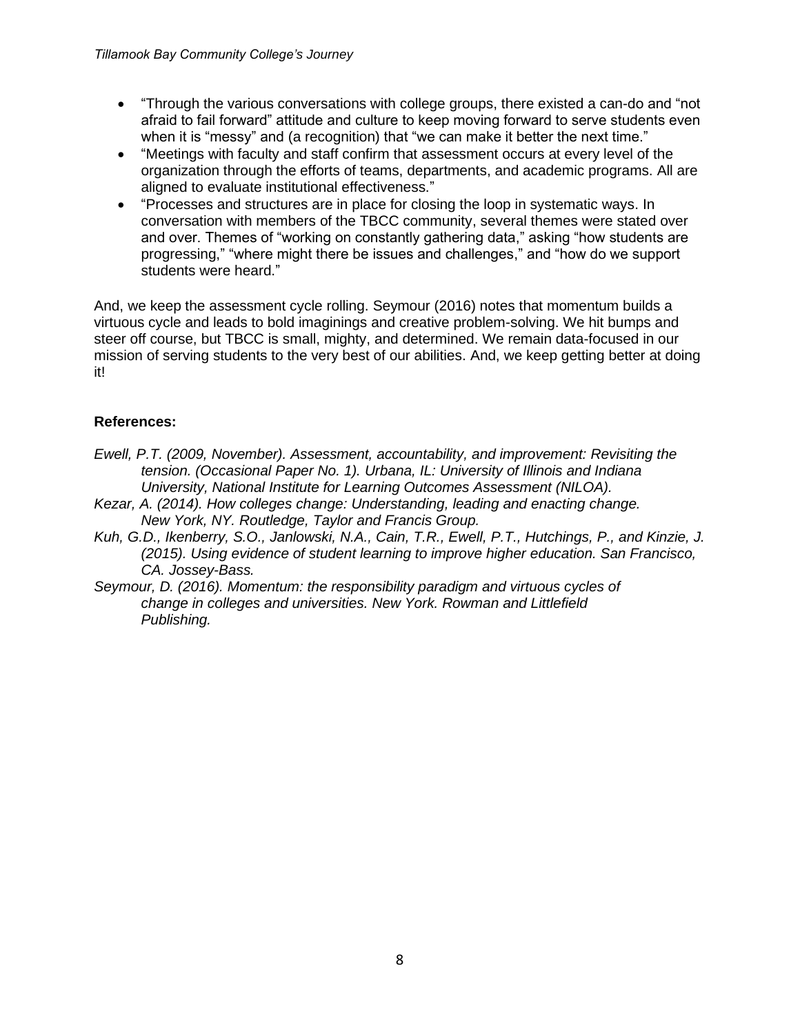- "Through the various conversations with college groups, there existed a can-do and "not afraid to fail forward" attitude and culture to keep moving forward to serve students even when it is "messy" and (a recognition) that "we can make it better the next time."
- "Meetings with faculty and staff confirm that assessment occurs at every level of the organization through the efforts of teams, departments, and academic programs. All are aligned to evaluate institutional effectiveness."
- "Processes and structures are in place for closing the loop in systematic ways. In conversation with members of the TBCC community, several themes were stated over and over. Themes of "working on constantly gathering data," asking "how students are progressing," "where might there be issues and challenges," and "how do we support students were heard."

And, we keep the assessment cycle rolling. Seymour (2016) notes that momentum builds a virtuous cycle and leads to bold imaginings and creative problem-solving. We hit bumps and steer off course, but TBCC is small, mighty, and determined. We remain data-focused in our mission of serving students to the very best of our abilities. And, we keep getting better at doing it!

**References:**

*Ewell, P.T. (2009, November). Assessment, accountability, and improvement: Revisiting the tension. (Occasional Paper No. 1). Urbana, IL: University of Illinois and Indiana University, National Institute for Learning Outcomes Assessment (NILOA).*

*Kezar, A. (2014). How colleges change: Understanding, leading and enacting change. New York, NY. Routledge, Taylor and Francis Group.*

*Kuh, G.D., Ikenberry, S.O., Janlowski, N.A., Cain, T.R., Ewell, P.T., Hutchings, P., and Kinzie, J. (2015). Using evidence of student learning to improve higher education. San Francisco, CA. Jossey-Bass.*

*Seymour, D. (2016). Momentum: the responsibility paradigm and virtuous cycles of change in colleges and universities. New York. Rowman and Littlefield Publishing.*